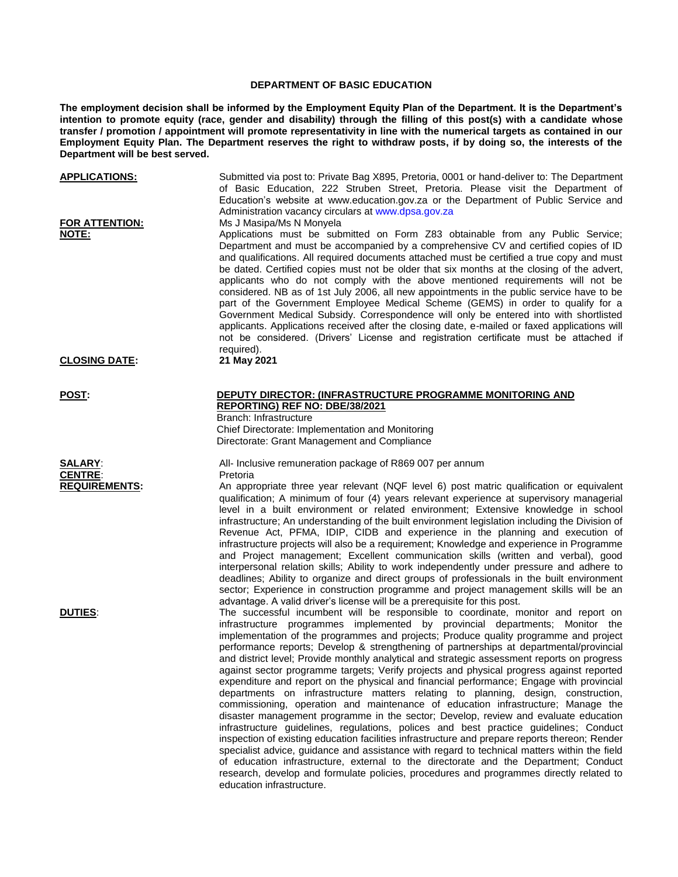# DEPARTMENT OF BASIC EDUCATION

**The employment decision shall be informed by the Employment Equity Plan of the Department. It is the Department's intention to promote equity (race, gender and disability) through the filling of this post(s) with a candidate whose transfer / promotion / appointment will promote representativity in line with the numerical targets as contained in our Employment Equity Plan. The Department reserves the right to withdraw posts, if by doing so, the interests of the Department will be best served.**

**APPLICATIONS:** Submitted via post to: Private Bag X895, Pretoria, 0001 or hand-deliver to: The Department of Basic Education, 222 Struben Street, Pretoria. Please visit the Department of Education's website at www.education.gov.za or the Department of Public Service and Administration vacancy circulars at www.dpsa.gov.za

**FOR ATTENTION:** Ms J Masipa/Ms N Monyela

**NOTE:** Applications must be submitted on Form Z83 obtainable from any Public Service; Department and must be accompanied by a comprehensive CV and certified copies of ID and qualifications. All required documents attached must be certified a true copy and must be dated. Certified copies must not be older that six months at the closing of the advert, applicants who do not comply with the above mentioned requirements will not be considered. NB as of 1st July 2006, all new appointments in the public service have to be part of the Government Employee Medical Scheme (GEMS) in order to qualify for a Government Medical Subsidy. Correspondence will only be entered into with shortlisted applicants. Applications received after the closing date, e-mailed or faxed applications will not be considered. (Drivers' License and registration certificate must be attached if required).

**CLOSING DATE:** **21 May 2021**

**POST:** **DEPUTY DIRECTOR: (INFRASTRUCTURE PROGRAMME MONITORING AND REPORTING) REF NO: DBE/38/2021**
Branch: Infrastructure
Chief Directorate: Implementation and Monitoring
Directorate: Grant Management and Compliance

**SALARY:** All- Inclusive remuneration package of R869 007 per annum

**CENTRE:** Pretoria

**REQUIREMENTS:** An appropriate three year relevant (NQF level 6) post matric qualification or equivalent qualification; A minimum of four (4) years relevant experience at supervisory managerial level in a built environment or related environment; Extensive knowledge in school infrastructure; An understanding of the built environment legislation including the Division of Revenue Act, PFMA, IDIP, CIDB and experience in the planning and execution of infrastructure projects will also be a requirement; Knowledge and experience in Programme and Project management; Excellent communication skills (written and verbal), good interpersonal relation skills; Ability to work independently under pressure and adhere to deadlines; Ability to organize and direct groups of professionals in the built environment sector; Experience in construction programme and project management skills will be an advantage. A valid driver's license will be a prerequisite for this post.

**DUTIES:** The successful incumbent will be responsible to coordinate, monitor and report on infrastructure programmes implemented by provincial departments; Monitor the implementation of the programmes and projects; Produce quality programme and project performance reports; Develop & strengthening of partnerships at departmental/provincial and district level; Provide monthly analytical and strategic assessment reports on progress against sector programme targets; Verify projects and physical progress against reported expenditure and report on the physical and financial performance; Engage with provincial departments on infrastructure matters relating to planning, design, construction, commissioning, operation and maintenance of education infrastructure; Manage the disaster management programme in the sector; Develop, review and evaluate education infrastructure guidelines, regulations, polices and best practice guidelines; Conduct inspection of existing education facilities infrastructure and prepare reports thereon; Render specialist advice, guidance and assistance with regard to technical matters within the field of education infrastructure, external to the directorate and the Department; Conduct research, develop and formulate policies, procedures and programmes directly related to education infrastructure.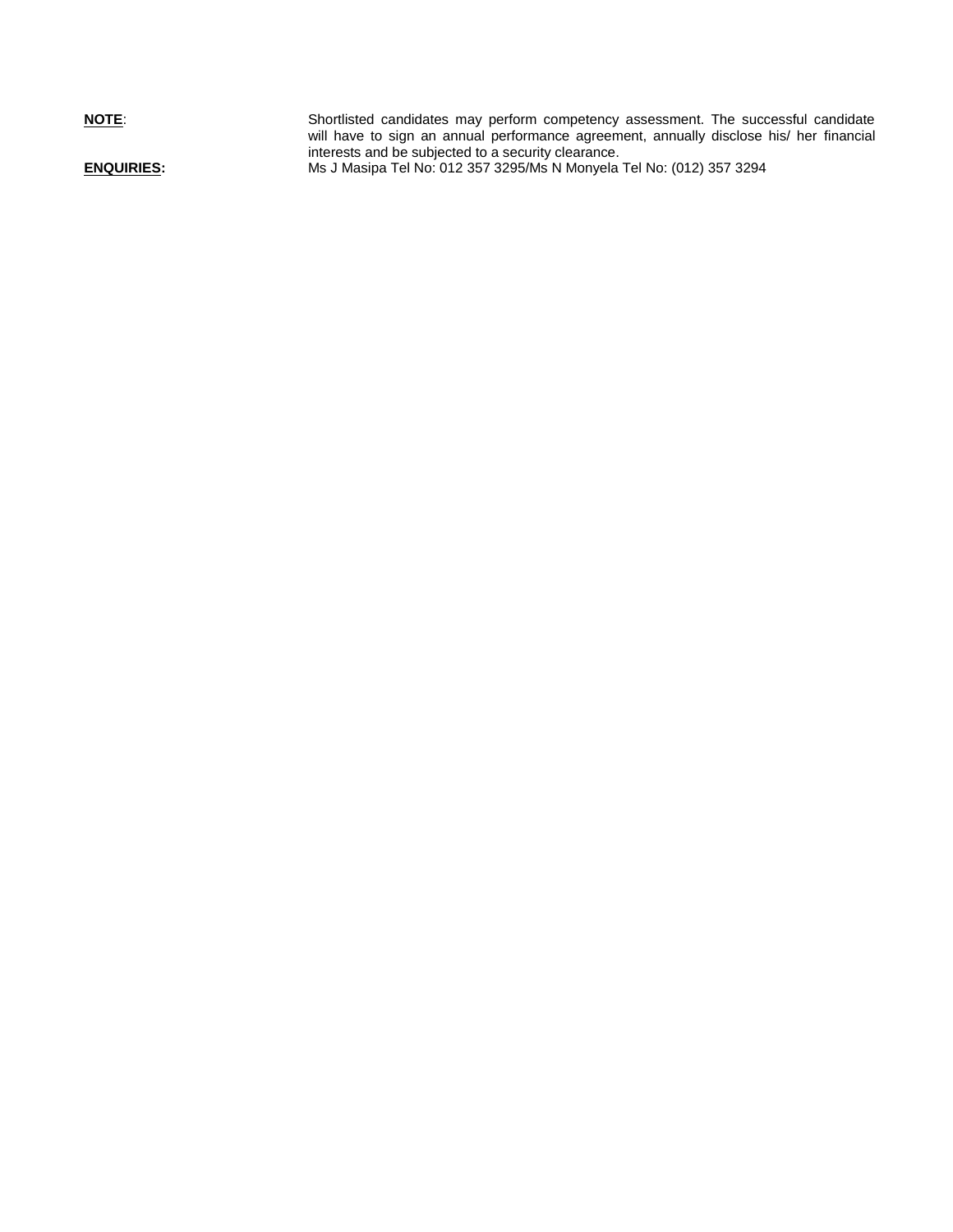**NOTE**: Shortlisted candidates may perform competency assessment. The successful candidate will have to sign an annual performance agreement, annually disclose his/ her financial interests and be subjected to a security clearance.

**ENQUIRIES:** Ms J Masipa Tel No: 012 357 3295/Ms N Monyela Tel No: (012) 357 3294